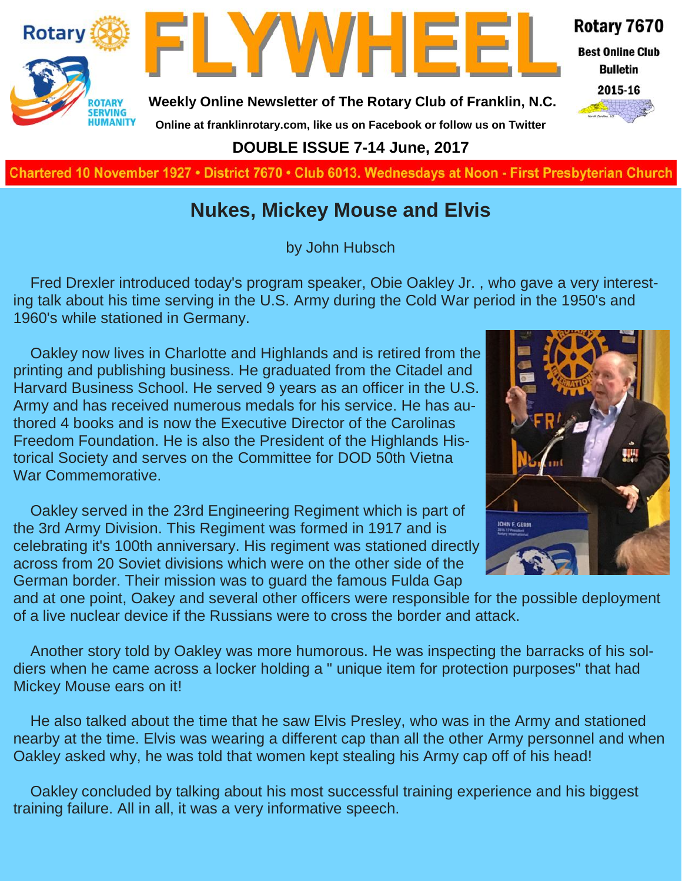# FLYWHEEL

**Rotary 7670**
**Best Online Club Bulletin**
**2015-16**

**Weekly Online Newsletter of The Rotary Club of Franklin, N.C.**

**Online at franklinrotary.com, like us on Facebook or follow us on Twitter**

**DOUBLE ISSUE 7-14 June, 2017**

**Chartered 10 November 1927 • District 7670 • Club 6013. Wednesdays at Noon - First Presbyterian Church**

## Nukes, Mickey Mouse and Elvis

by John Hubsch

Fred Drexler introduced today's program speaker, Obie Oakley Jr. , who gave a very interesting talk about his time serving in the U.S. Army during the Cold War period in the 1950's and 1960's while stationed in Germany.

Oakley now lives in Charlotte and Highlands and is retired from the printing and publishing business. He graduated from the Citadel and Harvard Business School. He served 9 years as an officer in the U.S. Army and has received numerous medals for his service. He has authored 4 books and is now the Executive Director of the Carolinas Freedom Foundation. He is also the President of the Highlands Historical Society and serves on the Committee for DOD 50th Vietna War Commemorative.

Oakley served in the 23rd Engineering Regiment which is part of the 3rd Army Division. This Regiment was formed in 1917 and is celebrating it's 100th anniversary. His regiment was stationed directly across from 20 Soviet divisions which were on the other side of the German border. Their mission was to guard the famous Fulda Gap and at one point, Oakey and several other officers were responsible for the possible deployment of a live nuclear device if the Russians were to cross the border and attack.

Another story told by Oakley was more humorous. He was inspecting the barracks of his soldiers when he came across a locker holding a " unique item for protection purposes" that had Mickey Mouse ears on it!

He also talked about the time that he saw Elvis Presley, who was in the Army and stationed nearby at the time. Elvis was wearing a different cap than all the other Army personnel and when Oakley asked why, he was told that women kept stealing his Army cap off of his head!

Oakley concluded by talking about his most successful training experience and his biggest training failure. All in all, it was a very informative speech.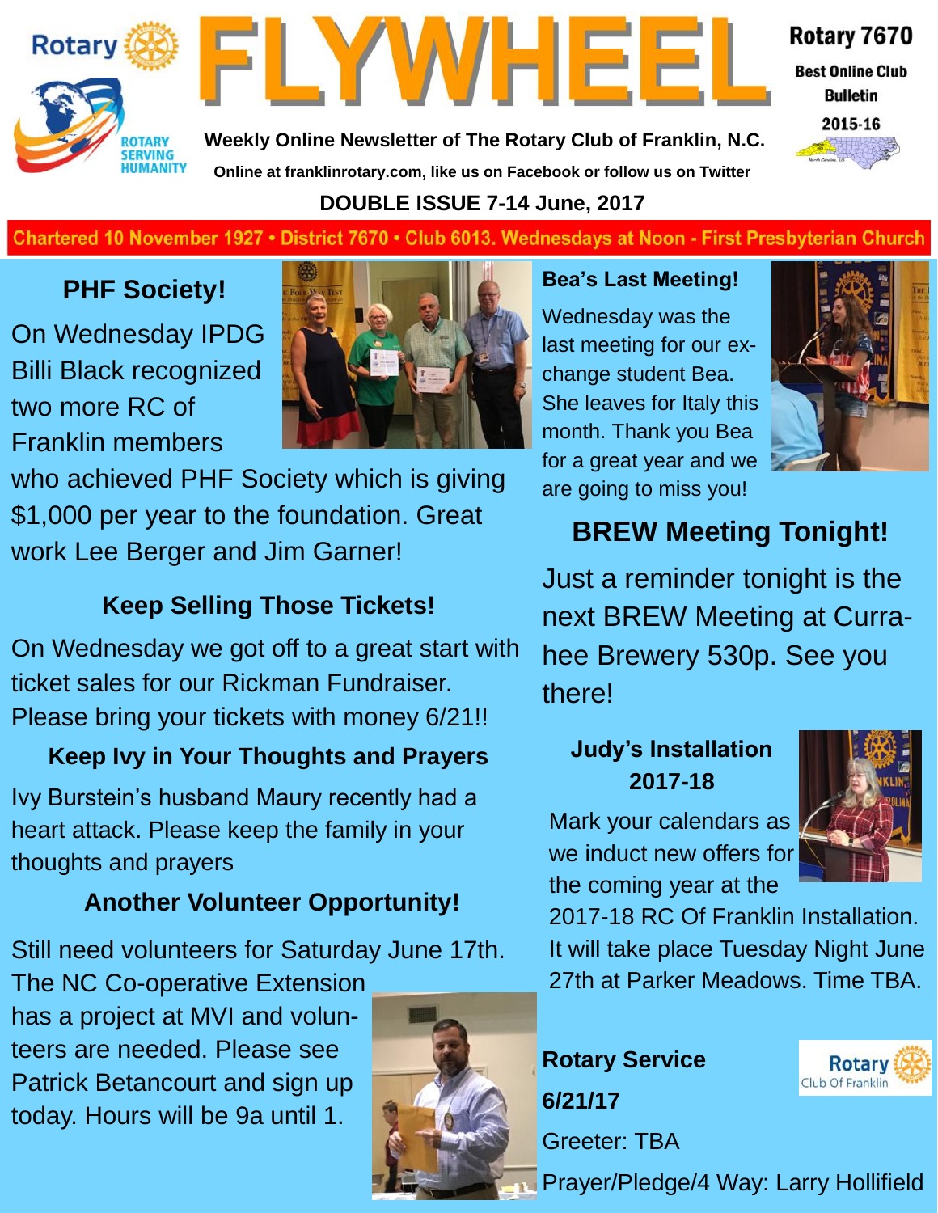# FLYWHEEL

Rotary 7670
Best Online Club Bulletin
2015-16

**Weekly Online Newsletter of The Rotary Club of Franklin, N.C.**

**Online at franklinrotary.com, like us on Facebook or follow us on Twitter**

**DOUBLE ISSUE 7-14 June, 2017**

**Chartered 10 November 1927 • District 7670 • Club 6013. Wednesdays at Noon - First Presbyterian Church**

## PHF Society!

On Wednesday IPDG Billi Black recognized two more RC of Franklin members who achieved PHF Society which is giving $1,000 per year to the foundation. Great work Lee Berger and Jim Garner!

## Keep Selling Those Tickets!

On Wednesday we got off to a great start with ticket sales for our Rickman Fundraiser. Please bring your tickets with money 6/21!!

## Keep Ivy in Your Thoughts and Prayers

Ivy Burstein's husband Maury recently had a heart attack. Please keep the family in your thoughts and prayers

## Another Volunteer Opportunity!

Still need volunteers for Saturday June 17th. The NC Co-operative Extension has a project at MVI and volunteers are needed. Please see Patrick Betancourt and sign up today. Hours will be 9a until 1.

## Bea's Last Meeting!

Wednesday was the last meeting for our exchange student Bea. She leaves for Italy this month. Thank you Bea for a great year and we are going to miss you!

## BREW Meeting Tonight!

Just a reminder tonight is the next BREW Meeting at Currahee Brewery 530p. See you there!

## Judy's Installation 2017-18

Mark your calendars as we induct new offers for the coming year at the 2017-18 RC Of Franklin Installation. It will take place Tuesday Night June 27th at Parker Meadows. Time TBA.

## Rotary Service 6/21/17

Greeter: TBA

Prayer/Pledge/4 Way: Larry Hollifield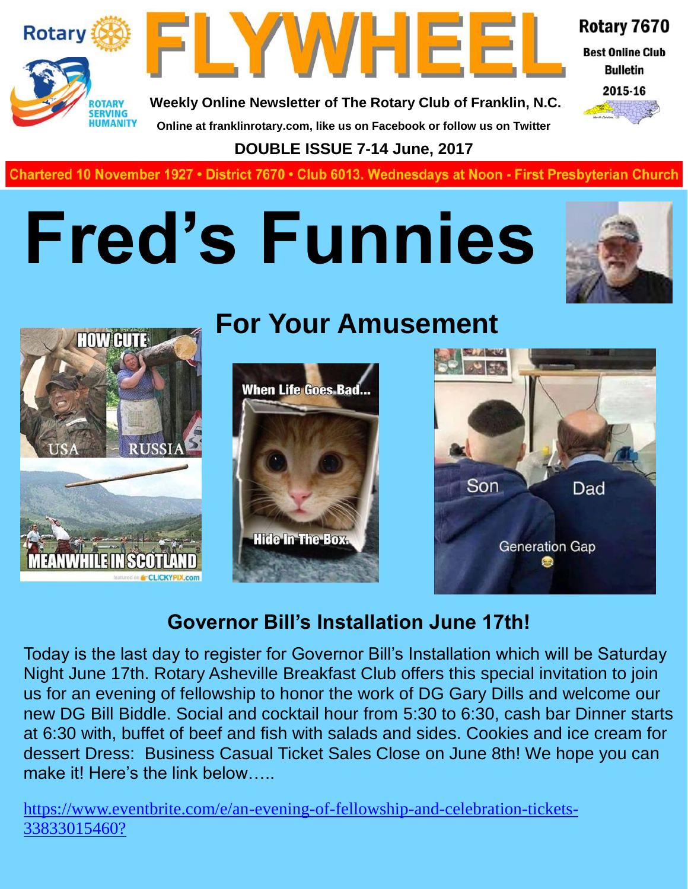Rotary

ROTARY SERVING HUMANITY

# FLYWHEEL

Weekly Online Newsletter of The Rotary Club of Franklin, N.C.

Online at franklinrotary.com, like us on Facebook or follow us on Twitter

**Rotary 7670**

**Best Online Club Bulletin**

**2015-16**

**DOUBLE ISSUE 7-14 June, 2017**

Chartered 10 November 1927 • District 7670 • Club 6013. Wednesdays at Noon - First Presbyterian Church

# Fred's Funnies

## For Your Amusement

## Governor Bill's Installation June 17th!

Today is the last day to register for Governor Bill's Installation which will be Saturday Night June 17th. Rotary Asheville Breakfast Club offers this special invitation to join us for an evening of fellowship to honor the work of DG Gary Dills and welcome our new DG Bill Biddle. Social and cocktail hour from 5:30 to 6:30, cash bar Dinner starts at 6:30 with, buffet of beef and fish with salads and sides. Cookies and ice cream for dessert Dress: Business Casual Ticket Sales Close on June 8th! We hope you can make it! Here's the link below…..

https://www.eventbrite.com/e/an-evening-of-fellowship-and-celebration-tickets-33833015460?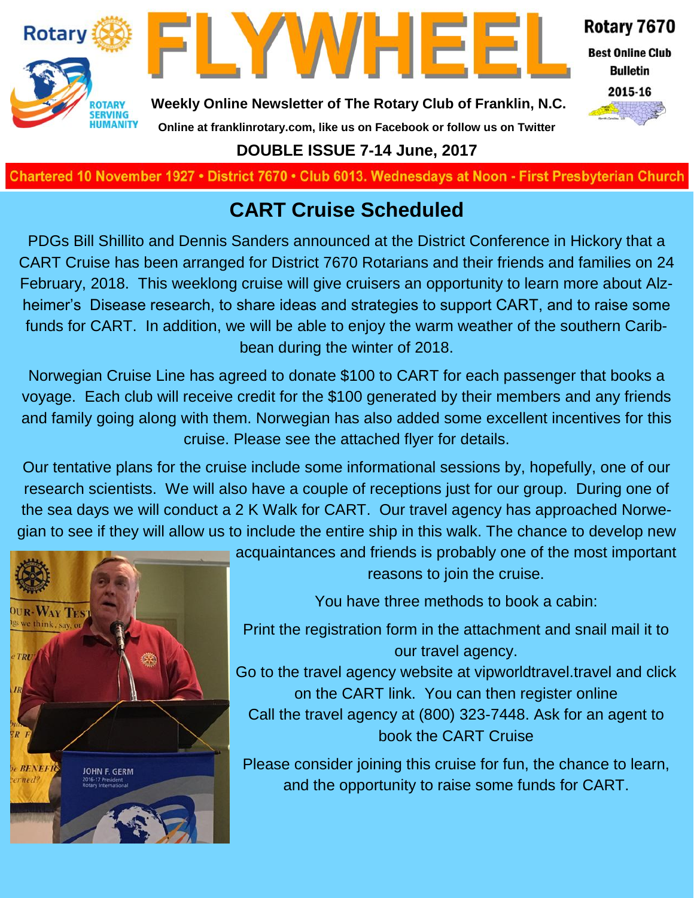# FLYWHEEL

Weekly Online Newsletter of The Rotary Club of Franklin, N.C.

Online at franklinrotary.com, like us on Facebook or follow us on Twitter

Rotary 7670 Best Online Club Bulletin 2015-16

**DOUBLE ISSUE 7-14 June, 2017**

Chartered 10 November 1927 • District 7670 • Club 6013. Wednesdays at Noon - First Presbyterian Church

## CART Cruise Scheduled

PDGs Bill Shillito and Dennis Sanders announced at the District Conference in Hickory that a CART Cruise has been arranged for District 7670 Rotarians and their friends and families on 24 February, 2018. This weeklong cruise will give cruisers an opportunity to learn more about Alzheimer's Disease research, to share ideas and strategies to support CART, and to raise some funds for CART. In addition, we will be able to enjoy the warm weather of the southern Caribbean during the winter of 2018.

Norwegian Cruise Line has agreed to donate $100 to CART for each passenger that books a voyage. Each club will receive credit for the $100 generated by their members and any friends and family going along with them. Norwegian has also added some excellent incentives for this cruise. Please see the attached flyer for details.

Our tentative plans for the cruise include some informational sessions by, hopefully, one of our research scientists. We will also have a couple of receptions just for our group. During one of the sea days we will conduct a 2 K Walk for CART. Our travel agency has approached Norwegian to see if they will allow us to include the entire ship in this walk. The chance to develop new acquaintances and friends is probably one of the most important reasons to join the cruise.

You have three methods to book a cabin:

Print the registration form in the attachment and snail mail it to our travel agency.

Go to the travel agency website at vipworldtravel.travel and click on the CART link. You can then register online

Call the travel agency at (800) 323-7448. Ask for an agent to book the CART Cruise

Please consider joining this cruise for fun, the chance to learn, and the opportunity to raise some funds for CART.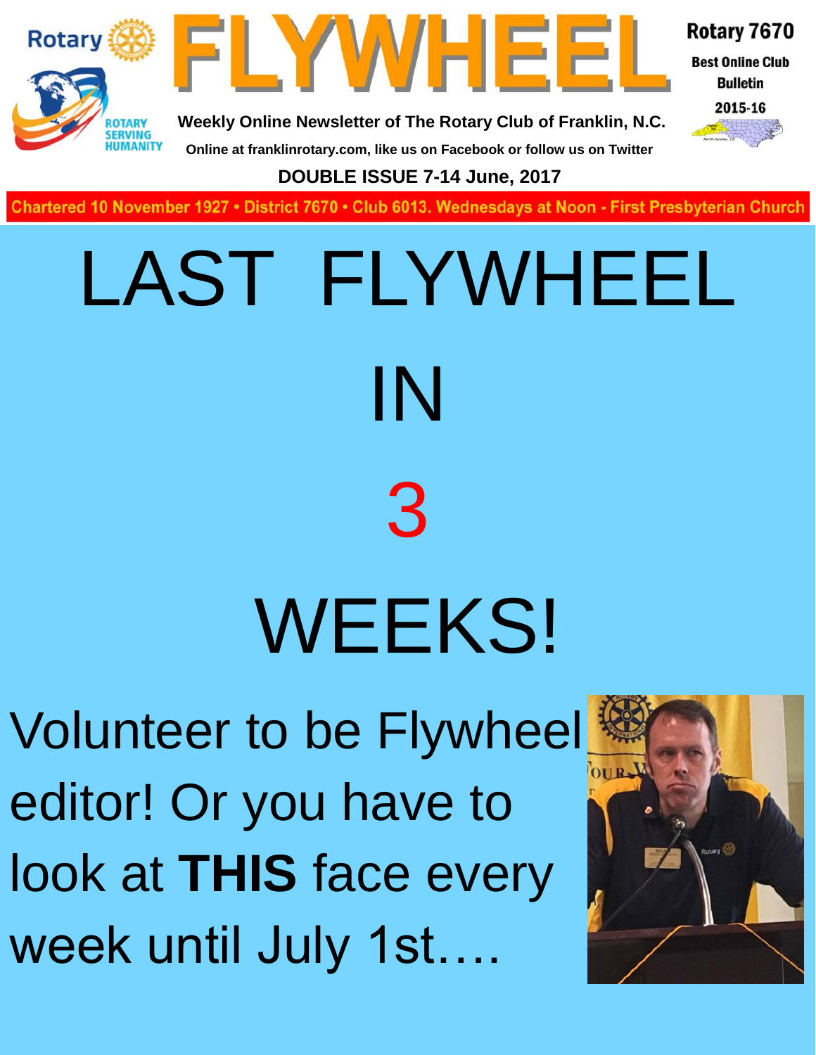Rotary 7670

Best Online Club Bulletin

2015-16

# FLYWHEEL

**Weekly Online Newsletter of The Rotary Club of Franklin, N.C.**

**Online at franklinrotary.com, like us on Facebook or follow us on Twitter**

**DOUBLE ISSUE 7-14 June, 2017**

Chartered 10 November 1927 • District 7670 • Club 6013. Wednesdays at Noon - First Presbyterian Church

# LAST FLYWHEEL

# IN

# 3

# WEEKS!

Volunteer to be Flywheel editor! Or you have to look at **THIS** face every week until July 1st….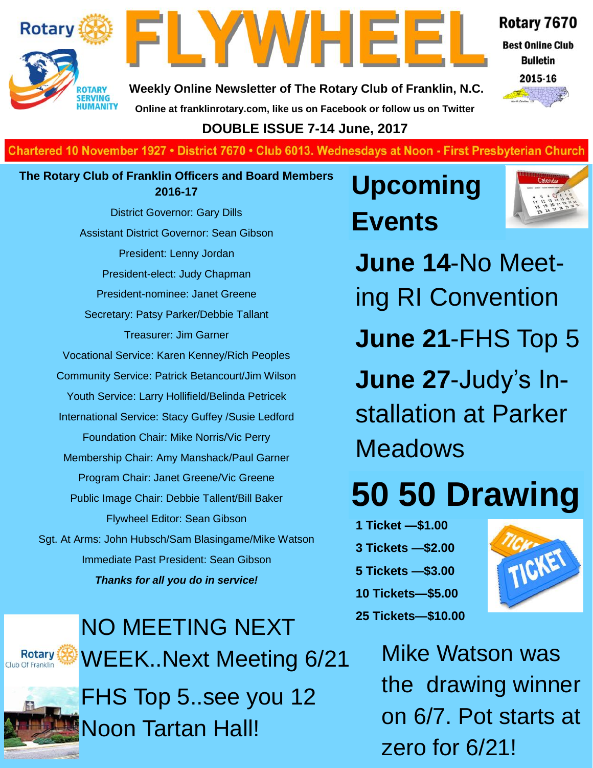Rotary

ROTARY SERVING HUMANITY

# FLYWHEEL

**Weekly Online Newsletter of The Rotary Club of Franklin, N.C.**

Online at franklinrotary.com, like us on Facebook or follow us on Twitter

**DOUBLE ISSUE 7-14 June, 2017**

**Rotary 7670**

**Best Online Club Bulletin**

**2015-16**

Chartered 10 November 1927 • District 7670 • Club 6013. Wednesdays at Noon - First Presbyterian Church

**The Rotary Club of Franklin Officers and Board Members 2016-17**

District Governor: Gary Dills

Assistant District Governor: Sean Gibson

President: Lenny Jordan

President-elect: Judy Chapman

President-nominee: Janet Greene

Secretary: Patsy Parker/Debbie Tallant

Treasurer: Jim Garner

Vocational Service: Karen Kenney/Rich Peoples

Community Service: Patrick Betancourt/Jim Wilson

Youth Service: Larry Hollifield/Belinda Petricek

International Service: Stacy Guffey /Susie Ledford

Foundation Chair: Mike Norris/Vic Perry

Membership Chair: Amy Manshack/Paul Garner

Program Chair: Janet Greene/Vic Greene

Public Image Chair: Debbie Tallent/Bill Baker

Flywheel Editor: Sean Gibson

Sgt. At Arms: John Hubsch/Sam Blasingame/Mike Watson

Immediate Past President: Sean Gibson

***Thanks for all you do in service!***

NO MEETING NEXT WEEK..Next Meeting 6/21 FHS Top 5..see you 12 Noon Tartan Hall!

## Upcoming Events

**June 14**-No Meeting RI Convention

**June 21**-FHS Top 5

**June 27**-Judy's Installation at Parker Meadows

## 50 50 Drawing

**1 Ticket —$1.00**

**3 Tickets —$2.00**

**5 Tickets —$3.00**

**10 Tickets—$5.00**

**25 Tickets—$10.00**

Mike Watson was the drawing winner on 6/7. Pot starts at zero for 6/21!